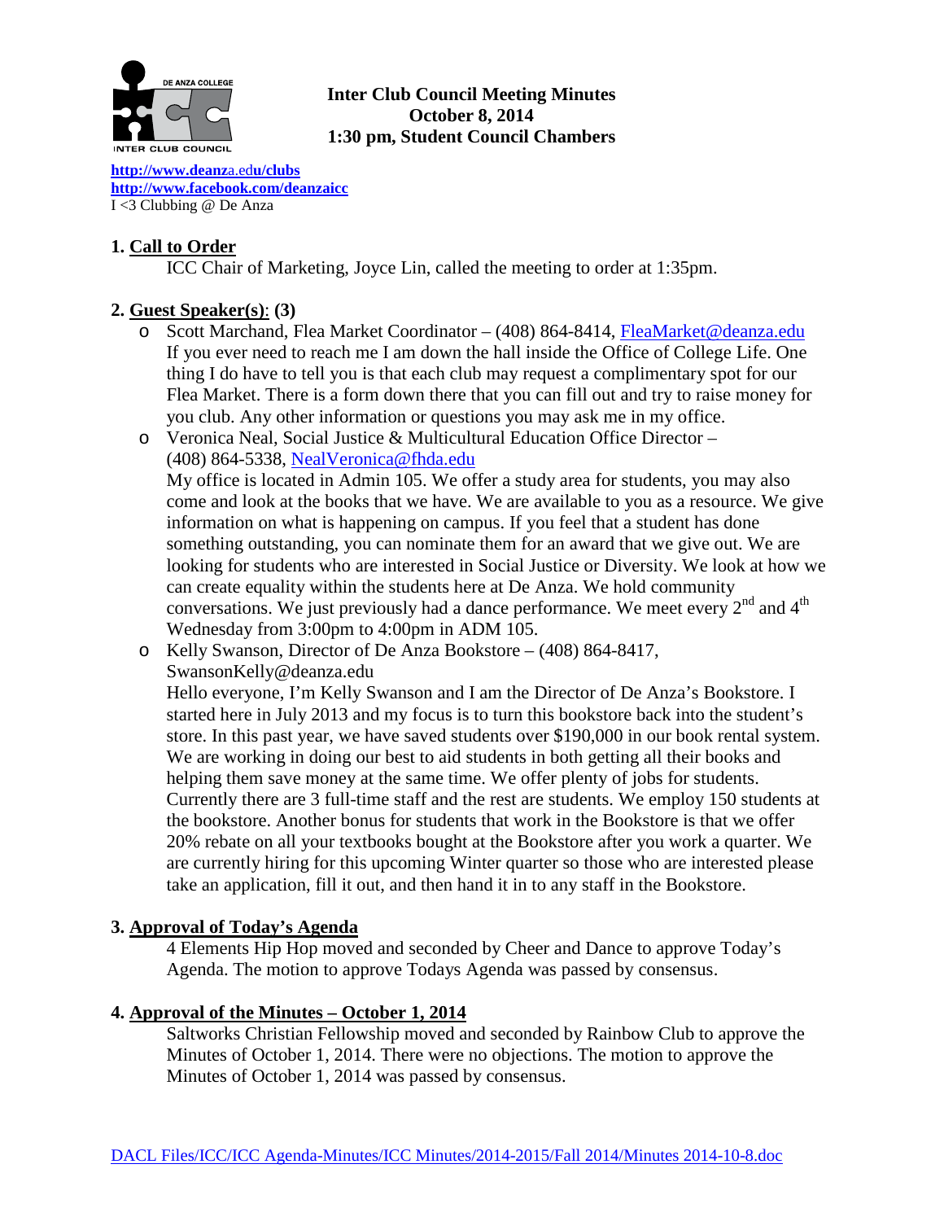**Inter Club Council Meeting Minutes**
**October 8, 2014**
**1:30 pm, Student Council Chambers**

**http://www.deanza.edu/clubs**
**http://www.facebook.com/deanzaicc**
I <3 Clubbing @ De Anza

## 1. Call to Order

ICC Chair of Marketing, Joyce Lin, called the meeting to order at 1:35pm.

## 2. Guest Speaker(s): (3)

- Scott Marchand, Flea Market Coordinator – (408) 864-8414, FleaMarket@deanza.edu
  If you ever need to reach me I am down the hall inside the Office of College Life. One thing I do have to tell you is that each club may request a complimentary spot for our Flea Market. There is a form down there that you can fill out and try to raise money for you club. Any other information or questions you may ask me in my office.
- Veronica Neal, Social Justice & Multicultural Education Office Director – (408) 864-5338, NealVeronica@fhda.edu
  My office is located in Admin 105. We offer a study area for students, you may also come and look at the books that we have. We are available to you as a resource. We give information on what is happening on campus. If you feel that a student has done something outstanding, you can nominate them for an award that we give out. We are looking for students who are interested in Social Justice or Diversity. We look at how we can create equality within the students here at De Anza. We hold community conversations. We just previously had a dance performance. We meet every 2nd and 4th Wednesday from 3:00pm to 4:00pm in ADM 105.
- Kelly Swanson, Director of De Anza Bookstore – (408) 864-8417, SwansonKelly@deanza.edu
  Hello everyone, I'm Kelly Swanson and I am the Director of De Anza's Bookstore. I started here in July 2013 and my focus is to turn this bookstore back into the student's store. In this past year, we have saved students over $190,000 in our book rental system. We are working in doing our best to aid students in both getting all their books and helping them save money at the same time. We offer plenty of jobs for students. Currently there are 3 full-time staff and the rest are students. We employ 150 students at the bookstore. Another bonus for students that work in the Bookstore is that we offer 20% rebate on all your textbooks bought at the Bookstore after you work a quarter. We are currently hiring for this upcoming Winter quarter so those who are interested please take an application, fill it out, and then hand it in to any staff in the Bookstore.

## 3. Approval of Today's Agenda

4 Elements Hip Hop moved and seconded by Cheer and Dance to approve Today's Agenda. The motion to approve Todays Agenda was passed by consensus.

## 4. Approval of the Minutes – October 1, 2014

Saltworks Christian Fellowship moved and seconded by Rainbow Club to approve the Minutes of October 1, 2014. There were no objections. The motion to approve the Minutes of October 1, 2014 was passed by consensus.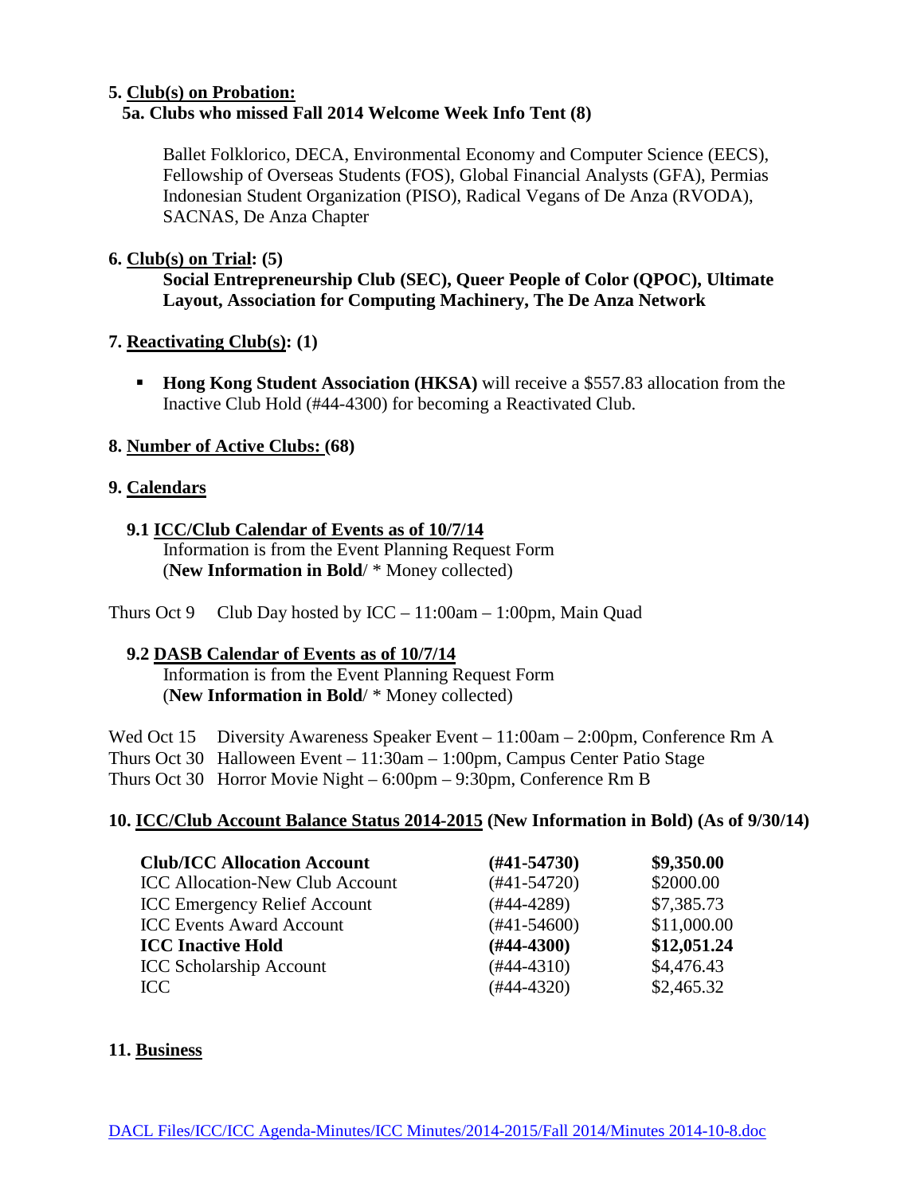**5. <u>Club(s) on Probation:</u>**

**5a. Clubs who missed Fall 2014 Welcome Week Info Tent (8)**

Ballet Folklorico, DECA, Environmental Economy and Computer Science (EECS), Fellowship of Overseas Students (FOS), Global Financial Analysts (GFA), Permias Indonesian Student Organization (PISO), Radical Vegans of De Anza (RVODA), SACNAS, De Anza Chapter

**6. <u>Club(s) on Trial</u>: (5)**

**Social Entrepreneurship Club (SEC), Queer People of Color (QPOC), Ultimate Layout, Association for Computing Machinery, The De Anza Network**

**7. <u>Reactivating Club(s)</u>: (1)**

- **Hong Kong Student Association (HKSA)** will receive a $557.83 allocation from the Inactive Club Hold (#44-4300) for becoming a Reactivated Club.

**8. <u>Number of Active Clubs:</u> (68)**

**9. <u>Calendars</u>**

**9.1 <u>ICC/Club Calendar of Events as of 10/7/14</u>**

Information is from the Event Planning Request Form
(**New Information in Bold**/ * Money collected)

Thurs Oct 9 Club Day hosted by ICC – 11:00am – 1:00pm, Main Quad

**9.2 <u>DASB Calendar of Events as of 10/7/14</u>**

Information is from the Event Planning Request Form
(**New Information in Bold**/ * Money collected)

Wed Oct 15 Diversity Awareness Speaker Event – 11:00am – 2:00pm, Conference Rm A
Thurs Oct 30 Halloween Event – 11:30am – 1:00pm, Campus Center Patio Stage
Thurs Oct 30 Horror Movie Night – 6:00pm – 9:30pm, Conference Rm B

**10. <u>ICC/Club Account Balance Status 2014-2015</u> (New Information in Bold) (As of 9/30/14)**

| Account | Number | Balance |
| --- | --- | --- |
| **Club/ICC Allocation Account** | **(#41-54730)** | **$9,350.00** |
| ICC Allocation-New Club Account | (#41-54720) | $2000.00 |
| ICC Emergency Relief Account | (#44-4289) | $7,385.73 |
| ICC Events Award Account | (#41-54600) | $11,000.00 |
| **ICC Inactive Hold** | **(#44-4300)** | **$12,051.24** |
| ICC Scholarship Account | (#44-4310) | $4,476.43 |
| ICC | (#44-4320) | $2,465.32 |

**11. <u>Business</u>**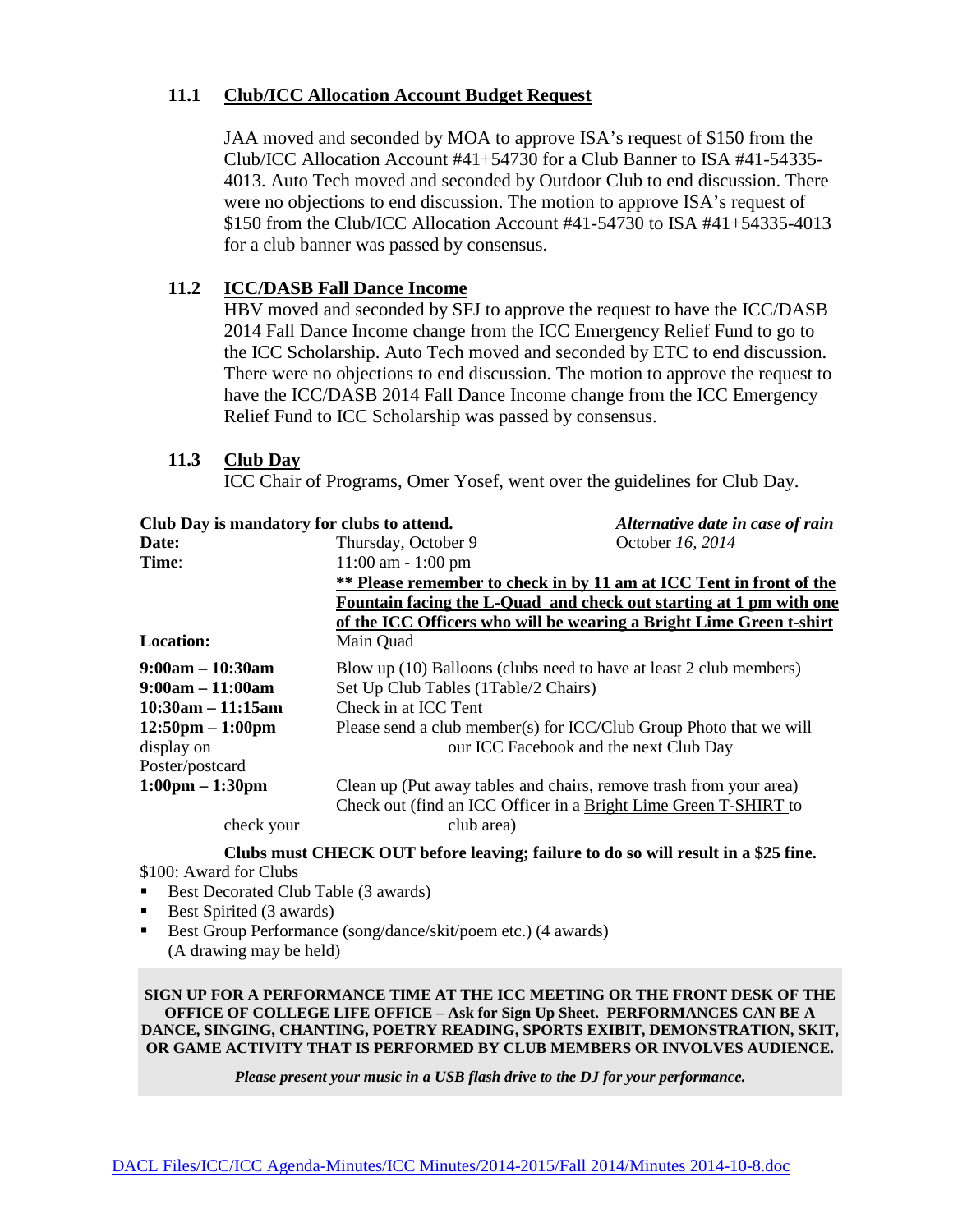### 11.1 **Club/ICC Allocation Account Budget Request**

JAA moved and seconded by MOA to approve ISA's request of $150 from the Club/ICC Allocation Account #41+54730 for a Club Banner to ISA #41-54335-4013. Auto Tech moved and seconded by Outdoor Club to end discussion. There were no objections to end discussion. The motion to approve ISA's request of $150 from the Club/ICC Allocation Account #41-54730 to ISA #41+54335-4013 for a club banner was passed by consensus.

### 11.2 **ICC/DASB Fall Dance Income**

HBV moved and seconded by SFJ to approve the request to have the ICC/DASB 2014 Fall Dance Income change from the ICC Emergency Relief Fund to go to the ICC Scholarship. Auto Tech moved and seconded by ETC to end discussion. There were no objections to end discussion. The motion to approve the request to have the ICC/DASB 2014 Fall Dance Income change from the ICC Emergency Relief Fund to ICC Scholarship was passed by consensus.

### 11.3 **Club Day**

ICC Chair of Programs, Omer Yosef, went over the guidelines for Club Day.

| **Club Day is mandatory for clubs to attend.** | | ***Alternative date in case of rain*** |
|---|---|---|
| **Date:** | Thursday, October 9 | October *16, 2014* |
| **Time**: | 11:00 am - 1:00 pm | |
| | **\*\* Please remember to check in by 11 am at ICC Tent in front of the Fountain facing the L-Quad and check out starting at 1 pm with one of the ICC Officers who will be wearing a Bright Lime Green t-shirt** | |
| **Location:** | Main Quad | |
| **9:00am – 10:30am** | Blow up (10) Balloons (clubs need to have at least 2 club members) | |
| **9:00am – 11:00am** | Set Up Club Tables (1Table/2 Chairs) | |
| **10:30am – 11:15am** | Check in at ICC Tent | |
| **12:50pm – 1:00pm** | Please send a club member(s) for ICC/Club Group Photo that we will display on our ICC Facebook and the next Club Day Poster/postcard | |
| **1:00pm – 1:30pm** | Clean up (Put away tables and chairs, remove trash from your area) Check out (find an ICC Officer in a Bright Lime Green T-SHIRT to check your club area) | |

**Clubs must CHECK OUT before leaving; failure to do so will result in a $25 fine.**

$100: Award for Clubs

- Best Decorated Club Table (3 awards)
- Best Spirited (3 awards)
- Best Group Performance (song/dance/skit/poem etc.) (4 awards)
  (A drawing may be held)

**SIGN UP FOR A PERFORMANCE TIME AT THE ICC MEETING OR THE FRONT DESK OF THE OFFICE OF COLLEGE LIFE OFFICE – Ask for Sign Up Sheet. PERFORMANCES CAN BE A DANCE, SINGING, CHANTING, POETRY READING, SPORTS EXIBIT, DEMONSTRATION, SKIT, OR GAME ACTIVITY THAT IS PERFORMED BY CLUB MEMBERS OR INVOLVES AUDIENCE.**

***Please present your music in a USB flash drive to the DJ for your performance.***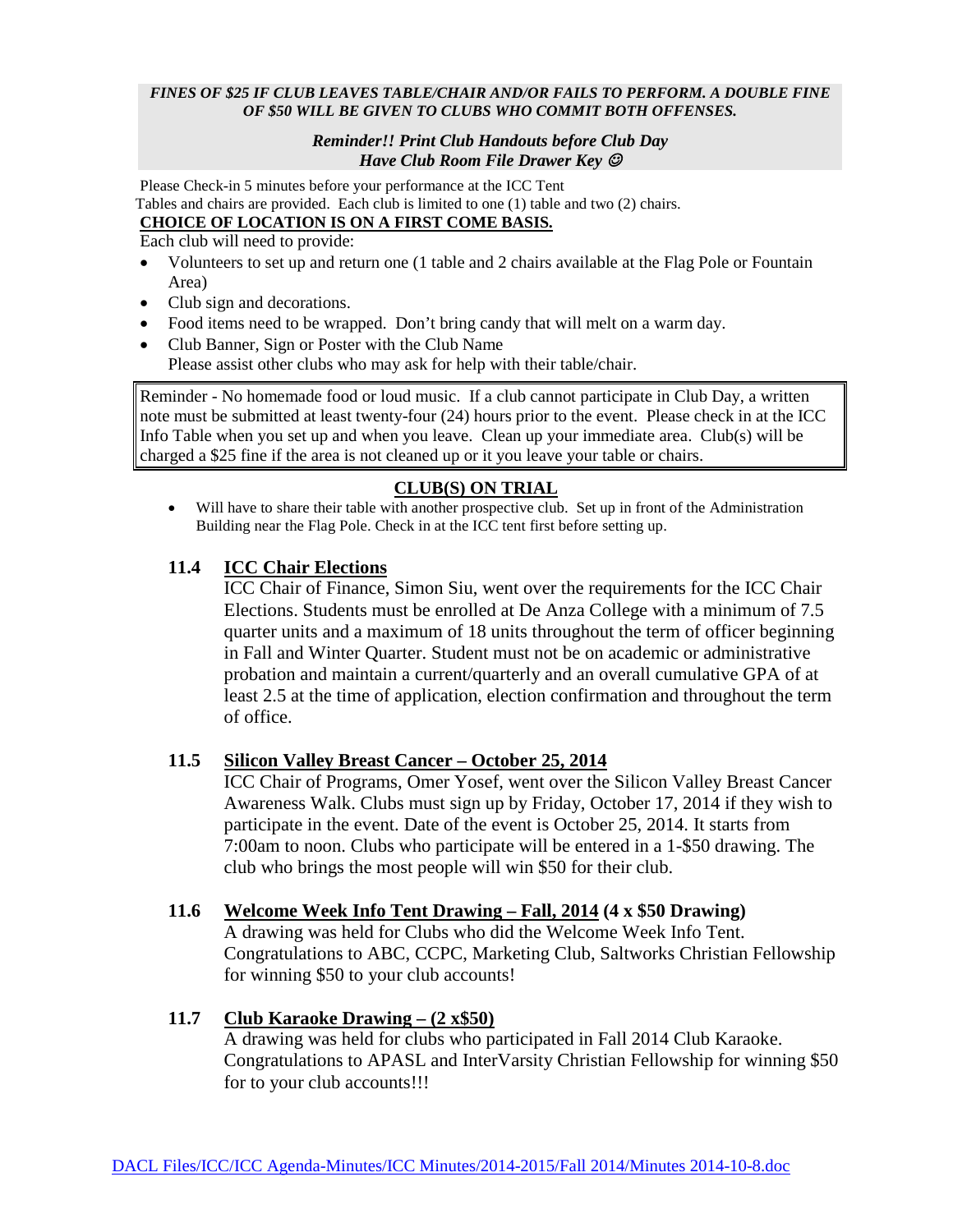***FINES OF $25 IF CLUB LEAVES TABLE/CHAIR AND/OR FAILS TO PERFORM. A DOUBLE FINE OF $50 WILL BE GIVEN TO CLUBS WHO COMMIT BOTH OFFENSES.***

***Reminder!! Print Club Handouts before Club Day***
***Have Club Room File Drawer Key ☺***

Please Check-in 5 minutes before your performance at the ICC Tent
Tables and chairs are provided. Each club is limited to one (1) table and two (2) chairs.

**<u>CHOICE OF LOCATION IS ON A FIRST COME BASIS.</u>**

Each club will need to provide:

- Volunteers to set up and return one (1 table and 2 chairs available at the Flag Pole or Fountain Area)
- Club sign and decorations.
- Food items need to be wrapped. Don't bring candy that will melt on a warm day.
- Club Banner, Sign or Poster with the Club Name
  Please assist other clubs who may ask for help with their table/chair.

> Reminder - No homemade food or loud music. If a club cannot participate in Club Day, a written note must be submitted at least twenty-four (24) hours prior to the event. Please check in at the ICC Info Table when you set up and when you leave. Clean up your immediate area. Club(s) will be charged a $25 fine if the area is not cleaned up or it you leave your table or chairs.

**<u>CLUB(S) ON TRIAL</u>**

- Will have to share their table with another prospective club. Set up in front of the Administration Building near the Flag Pole. Check in at the ICC tent first before setting up.

**11.4 <u>ICC Chair Elections</u>**

ICC Chair of Finance, Simon Siu, went over the requirements for the ICC Chair Elections. Students must be enrolled at De Anza College with a minimum of 7.5 quarter units and a maximum of 18 units throughout the term of officer beginning in Fall and Winter Quarter. Student must not be on academic or administrative probation and maintain a current/quarterly and an overall cumulative GPA of at least 2.5 at the time of application, election confirmation and throughout the term of office.

**11.5 <u>Silicon Valley Breast Cancer – October 25, 2014</u>**

ICC Chair of Programs, Omer Yosef, went over the Silicon Valley Breast Cancer Awareness Walk. Clubs must sign up by Friday, October 17, 2014 if they wish to participate in the event. Date of the event is October 25, 2014. It starts from 7:00am to noon. Clubs who participate will be entered in a 1-$50 drawing. The club who brings the most people will win $50 for their club.

**11.6 <u>Welcome Week Info Tent Drawing – Fall, 2014</u> (4 x $50 Drawing)**

A drawing was held for Clubs who did the Welcome Week Info Tent. Congratulations to ABC, CCPC, Marketing Club, Saltworks Christian Fellowship for winning $50 to your club accounts!

**11.7 <u>Club Karaoke Drawing – (2 x$50)</u>**

A drawing was held for clubs who participated in Fall 2014 Club Karaoke. Congratulations to APASL and InterVarsity Christian Fellowship for winning $50 for to your club accounts!!!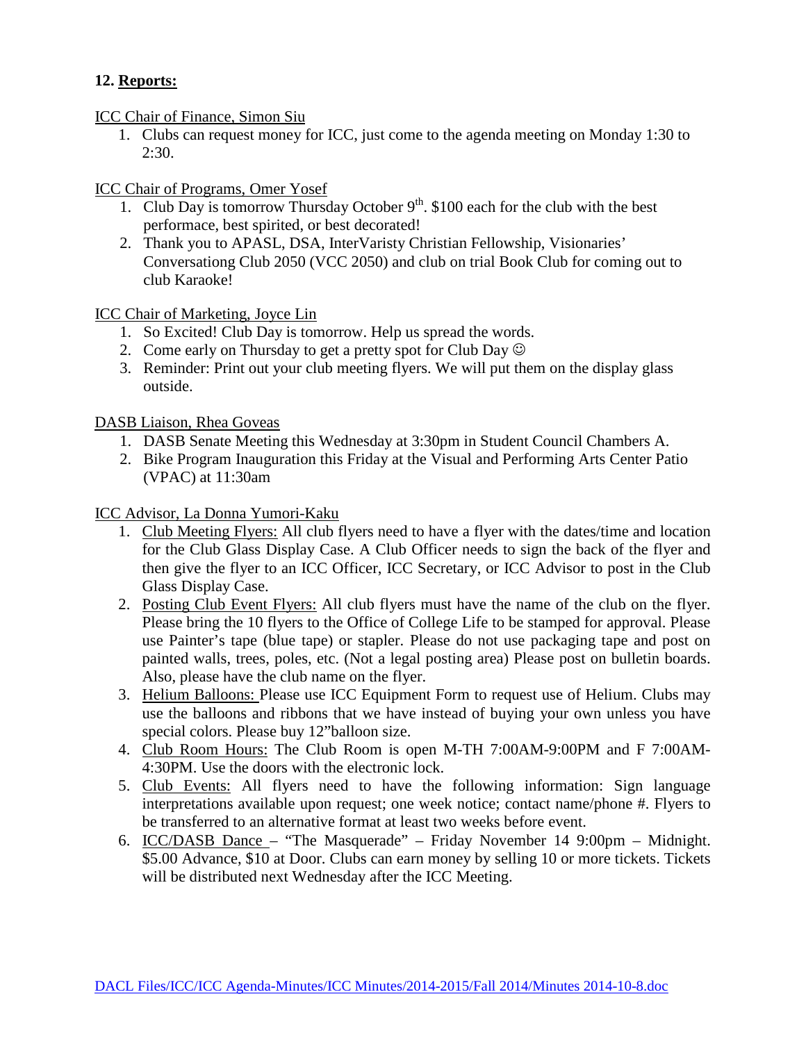**12. Reports:**

ICC Chair of Finance, Simon Siu

1. Clubs can request money for ICC, just come to the agenda meeting on Monday 1:30 to 2:30.

ICC Chair of Programs, Omer Yosef

1. Club Day is tomorrow Thursday October 9th. $100 each for the club with the best performace, best spirited, or best decorated!
2. Thank you to APASL, DSA, InterVaristy Christian Fellowship, Visionaries' Conversationg Club 2050 (VCC 2050) and club on trial Book Club for coming out to club Karaoke!

ICC Chair of Marketing, Joyce Lin

1. So Excited! Club Day is tomorrow. Help us spread the words.
2. Come early on Thursday to get a pretty spot for Club Day ☺
3. Reminder: Print out your club meeting flyers. We will put them on the display glass outside.

DASB Liaison, Rhea Goveas

1. DASB Senate Meeting this Wednesday at 3:30pm in Student Council Chambers A.
2. Bike Program Inauguration this Friday at the Visual and Performing Arts Center Patio (VPAC) at 11:30am

ICC Advisor, La Donna Yumori-Kaku

1. Club Meeting Flyers: All club flyers need to have a flyer with the dates/time and location for the Club Glass Display Case. A Club Officer needs to sign the back of the flyer and then give the flyer to an ICC Officer, ICC Secretary, or ICC Advisor to post in the Club Glass Display Case.
2. Posting Club Event Flyers: All club flyers must have the name of the club on the flyer. Please bring the 10 flyers to the Office of College Life to be stamped for approval. Please use Painter's tape (blue tape) or stapler. Please do not use packaging tape and post on painted walls, trees, poles, etc. (Not a legal posting area) Please post on bulletin boards. Also, please have the club name on the flyer.
3. Helium Balloons: Please use ICC Equipment Form to request use of Helium. Clubs may use the balloons and ribbons that we have instead of buying your own unless you have special colors. Please buy 12"balloon size.
4. Club Room Hours: The Club Room is open M-TH 7:00AM-9:00PM and F 7:00AM-4:30PM. Use the doors with the electronic lock.
5. Club Events: All flyers need to have the following information: Sign language interpretations available upon request; one week notice; contact name/phone #. Flyers to be transferred to an alternative format at least two weeks before event.
6. ICC/DASB Dance – "The Masquerade" – Friday November 14 9:00pm – Midnight. $5.00 Advance, $10 at Door. Clubs can earn money by selling 10 or more tickets. Tickets will be distributed next Wednesday after the ICC Meeting.

DACL Files/ICC/ICC Agenda-Minutes/ICC Minutes/2014-2015/Fall 2014/Minutes 2014-10-8.doc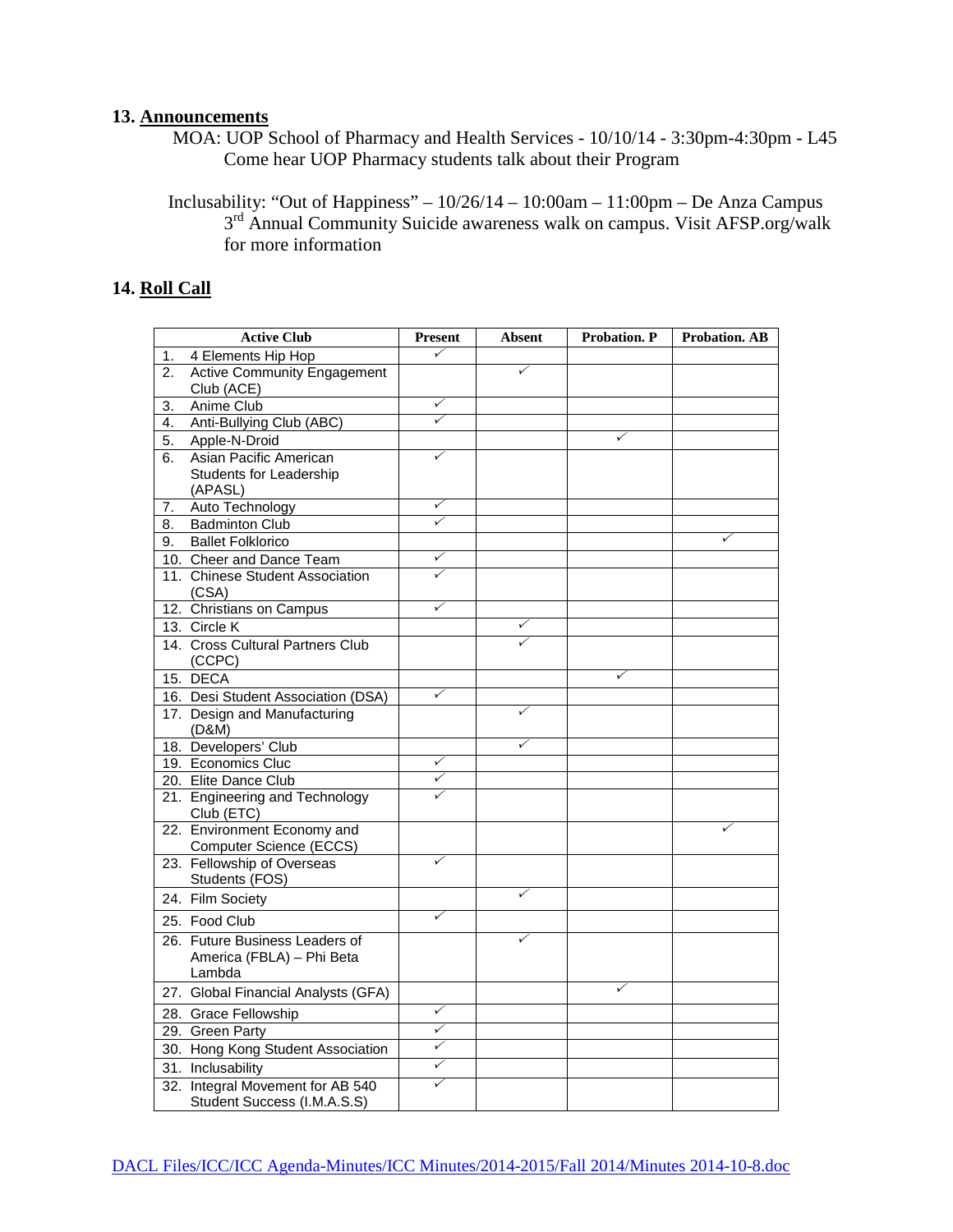## 13. Announcements

MOA: UOP School of Pharmacy and Health Services - 10/10/14 - 3:30pm-4:30pm - L45
Come hear UOP Pharmacy students talk about their Program

Inclusability: "Out of Happiness" – 10/26/14 – 10:00am – 11:00pm – De Anza Campus
3rd Annual Community Suicide awareness walk on campus. Visit AFSP.org/walk for more information

## 14. Roll Call

| Active Club | Present | Absent | Probation. P | Probation. AB |
|---|---|---|---|---|
| 1. 4 Elements Hip Hop | ✓ | | | |
| 2. Active Community Engagement Club (ACE) | | ✓ | | |
| 3. Anime Club | ✓ | | | |
| 4. Anti-Bullying Club (ABC) | ✓ | | | |
| 5. Apple-N-Droid | | | ✓ | |
| 6. Asian Pacific American Students for Leadership (APASL) | ✓ | | | |
| 7. Auto Technology | ✓ | | | |
| 8. Badminton Club | ✓ | | | |
| 9. Ballet Folklorico | | | | ✓ |
| 10. Cheer and Dance Team | ✓ | | | |
| 11. Chinese Student Association (CSA) | ✓ | | | |
| 12. Christians on Campus | ✓ | | | |
| 13. Circle K | | ✓ | | |
| 14. Cross Cultural Partners Club (CCPC) | | ✓ | | |
| 15. DECA | | | ✓ | |
| 16. Desi Student Association (DSA) | ✓ | | | |
| 17. Design and Manufacturing (D&M) | | ✓ | | |
| 18. Developers' Club | | ✓ | | |
| 19. Economics Cluc | ✓ | | | |
| 20. Elite Dance Club | ✓ | | | |
| 21. Engineering and Technology Club (ETC) | ✓ | | | |
| 22. Environment Economy and Computer Science (ECCS) | | | | ✓ |
| 23. Fellowship of Overseas Students (FOS) | ✓ | | | |
| 24. Film Society | | ✓ | | |
| 25. Food Club | ✓ | | | |
| 26. Future Business Leaders of America (FBLA) – Phi Beta Lambda | | ✓ | | |
| 27. Global Financial Analysts (GFA) | | | ✓ | |
| 28. Grace Fellowship | ✓ | | | |
| 29. Green Party | ✓ | | | |
| 30. Hong Kong Student Association | ✓ | | | |
| 31. Inclusability | ✓ | | | |
| 32. Integral Movement for AB 540 Student Success (I.M.A.S.S) | ✓ | | | |

DACL Files/ICC/ICC Agenda-Minutes/ICC Minutes/2014-2015/Fall 2014/Minutes 2014-10-8.doc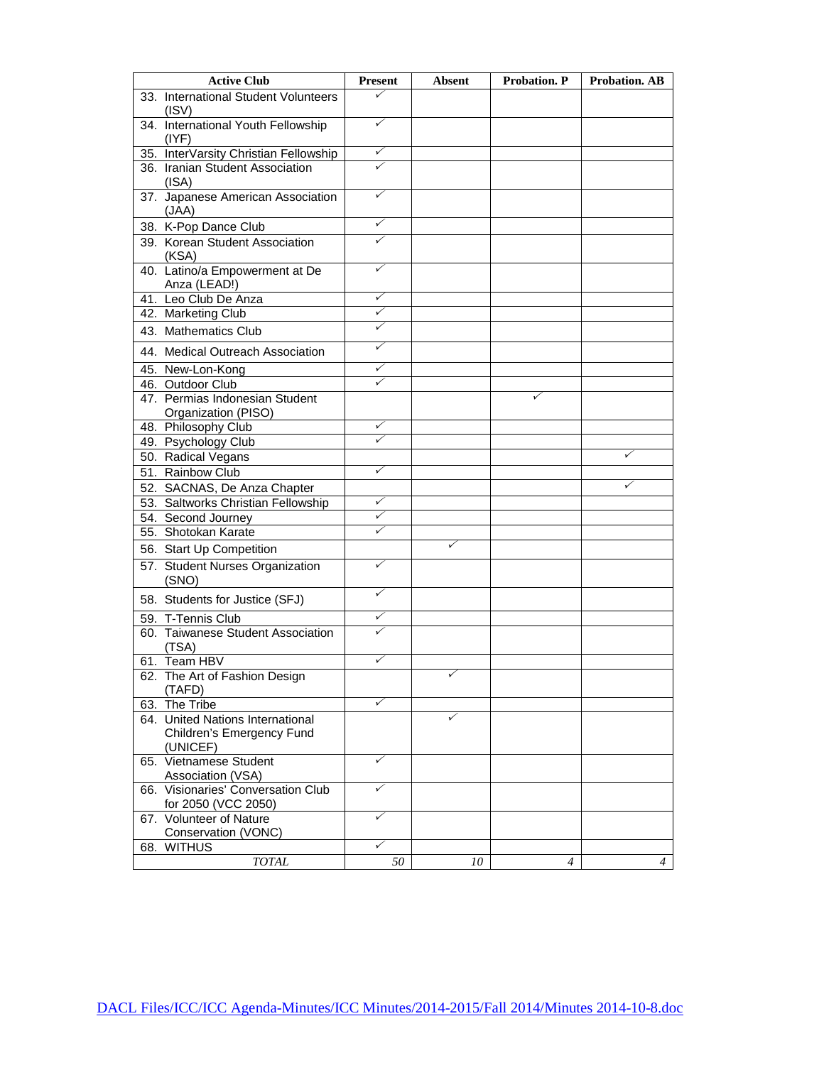| Active Club | Present | Absent | Probation. P | Probation. AB |
|---|---|---|---|---|
| 33. International Student Volunteers (ISV) | ✓ | | | |
| 34. International Youth Fellowship (IYF) | ✓ | | | |
| 35. InterVarsity Christian Fellowship | ✓ | | | |
| 36. Iranian Student Association (ISA) | ✓ | | | |
| 37. Japanese American Association (JAA) | ✓ | | | |
| 38. K-Pop Dance Club | ✓ | | | |
| 39. Korean Student Association (KSA) | ✓ | | | |
| 40. Latino/a Empowerment at De Anza (LEAD!) | ✓ | | | |
| 41. Leo Club De Anza | ✓ | | | |
| 42. Marketing Club | ✓ | | | |
| 43. Mathematics Club | ✓ | | | |
| 44. Medical Outreach Association | ✓ | | | |
| 45. New-Lon-Kong | ✓ | | | |
| 46. Outdoor Club | ✓ | | | |
| 47. Permias Indonesian Student Organization (PISO) | | | ✓ | |
| 48. Philosophy Club | ✓ | | | |
| 49. Psychology Club | ✓ | | | |
| 50. Radical Vegans | | | | ✓ |
| 51. Rainbow Club | ✓ | | | |
| 52. SACNAS, De Anza Chapter | | | | ✓ |
| 53. Saltworks Christian Fellowship | ✓ | | | |
| 54. Second Journey | ✓ | | | |
| 55. Shotokan Karate | ✓ | | | |
| 56. Start Up Competition | | ✓ | | |
| 57. Student Nurses Organization (SNO) | ✓ | | | |
| 58. Students for Justice (SFJ) | ✓ | | | |
| 59. T-Tennis Club | ✓ | | | |
| 60. Taiwanese Student Association (TSA) | ✓ | | | |
| 61. Team HBV | ✓ | | | |
| 62. The Art of Fashion Design (TAFD) | | ✓ | | |
| 63. The Tribe | ✓ | | | |
| 64. United Nations International Children's Emergency Fund (UNICEF) | | ✓ | | |
| 65. Vietnamese Student Association (VSA) | ✓ | | | |
| 66. Visionaries' Conversation Club for 2050 (VCC 2050) | ✓ | | | |
| 67. Volunteer of Nature Conservation (VONC) | ✓ | | | |
| 68. WITHUS | ✓ | | | |
| *TOTAL* | *50* | *10* | *4* | *4* |

DACL Files/ICC/ICC Agenda-Minutes/ICC Minutes/2014-2015/Fall 2014/Minutes 2014-10-8.doc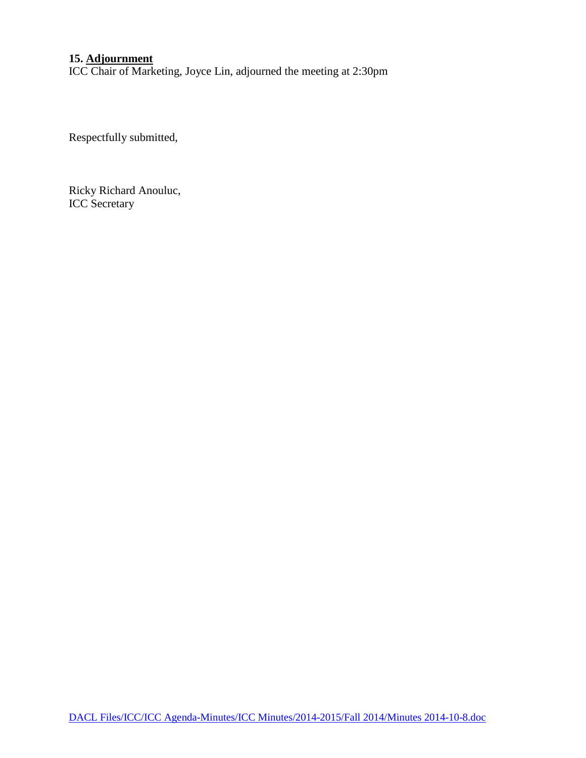**15. Adjournment**
ICC Chair of Marketing, Joyce Lin, adjourned the meeting at 2:30pm

Respectfully submitted,

Ricky Richard Anouluc,
ICC Secretary

DACL Files/ICC/ICC Agenda-Minutes/ICC Minutes/2014-2015/Fall 2014/Minutes 2014-10-8.doc